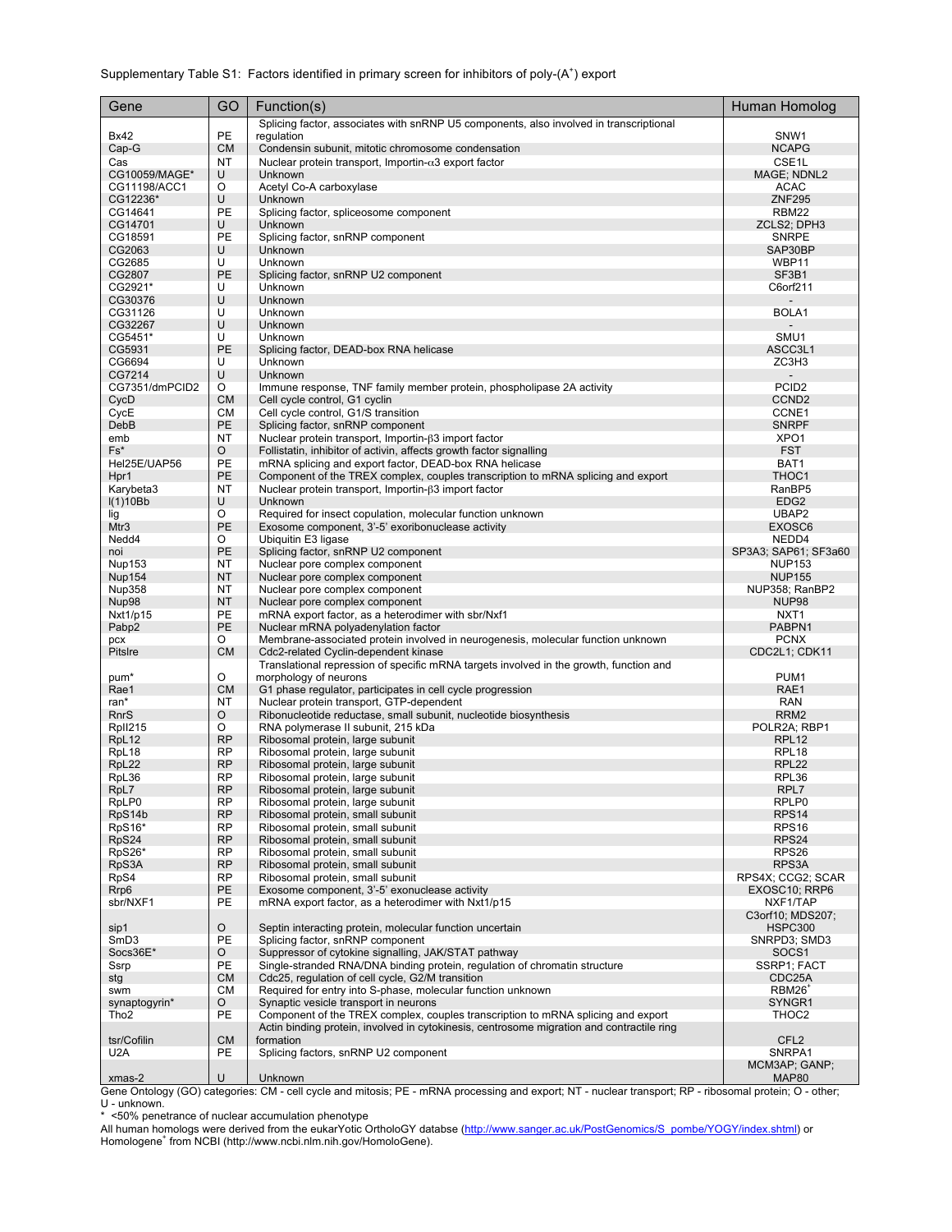Supplementary Table S1: Factors identified in primary screen for inhibitors of poly-(A[+]) export

| Gene | GO | Function(s) | Human Homolog |
|---|---|---|---|
| Bx42 | PE | Splicing factor, associates with snRNP U5 components, also involved in transcriptional regulation | SNW1 |
| Cap-G | CM | Condensin subunit, mitotic chromosome condensation | NCAPG |
| Cas | NT | Nuclear protein transport, Importin-$\alpha$3 export factor | CSE1L |
| CG10059/MAGE* | U | Unknown | MAGE; NDNL2 |
| CG11198/ACC1 | O | Acetyl Co-A carboxylase | ACAC |
| CG12236* | U | Unknown | ZNF295 |
| CG14641 | PE | Splicing factor, spliceosome component | RBM22 |
| CG14701 | U | Unknown | ZCLS2; DPH3 |
| CG18591 | PE | Splicing factor, snRNP component | SNRPE |
| CG2063 | U | Unknown | SAP30BP |
| CG2685 | U | Unknown | WBP11 |
| CG2807 | PE | Splicing factor, snRNP U2 component | SF3B1 |
| CG2921* | U | Unknown | C6orf211 |
| CG30376 | U | Unknown | - |
| CG31126 | U | Unknown | BOLA1 |
| CG32267 | U | Unknown | - |
| CG5451* | U | Unknown | SMU1 |
| CG5931 | PE | Splicing factor, DEAD-box RNA helicase | ASCC3L1 |
| CG6694 | U | Unknown | ZC3H3 |
| CG7214 | U | Unknown | - |
| CG7351/dmPCID2 | O | Immune response, TNF family member protein, phospholipase 2A activity | PCID2 |
| CycD | CM | Cell cycle control, G1 cyclin | CCND2 |
| CycE | CM | Cell cycle control, G1/S transition | CCNE1 |
| DebB | PE | Splicing factor, snRNP component | SNRPF |
| emb | NT | Nuclear protein transport, Importin-$\beta$3 import factor | XPO1 |
| Fs* | O | Follistatin, inhibitor of activin, affects growth factor signalling | FST |
| Hel25E/UAP56 | PE | mRNA splicing and export factor, DEAD-box RNA helicase | BAT1 |
| Hpr1 | PE | Component of the TREX complex, couples transcription to mRNA splicing and export | THOC1 |
| Karybeta3 | NT | Nuclear protein transport, Importin-$\beta$3 import factor | RanBP5 |
| l(1)10Bb | U | Unknown | EDG2 |
| lig | O | Required for insect copulation, molecular function unknown | UBAP2 |
| Mtr3 | PE | Exosome component, 3'-5' exoribonuclease activity | EXOSC6 |
| Nedd4 | O | Ubiquitin E3 ligase | NEDD4 |
| noi | PE | Splicing factor, snRNP U2 component | SP3A3; SAP61; SF3a60 |
| Nup153 | NT | Nuclear pore complex component | NUP153 |
| Nup154 | NT | Nuclear pore complex component | NUP155 |
| Nup358 | NT | Nuclear pore complex component | NUP358; RanBP2 |
| Nup98 | NT | Nuclear pore complex component | NUP98 |
| Nxt1/p15 | PE | mRNA export factor, as a heterodimer with sbr/Nxf1 | NXT1 |
| Pabp2 | PE | Nuclear mRNA polyadenylation factor | PABPN1 |
| pcx | O | Membrane-associated protein involved in neurogenesis, molecular function unknown | PCNX |
| Pitslre | CM | Cdc2-related Cyclin-dependent kinase | CDC2L1; CDK11 |
| pum* | O | Translational repression of specific mRNA targets involved in the growth, function and morphology of neurons | PUM1 |
| Rae1 | CM | G1 phase regulator, participates in cell cycle progression | RAE1 |
| ran* | NT | Nuclear protein transport, GTP-dependent | RAN |
| RnrS | O | Ribonucleotide reductase, small subunit, nucleotide biosynthesis | RRM2 |
| RpII215 | O | RNA polymerase II subunit, 215 kDa | POLR2A; RBP1 |
| RpL12 | RP | Ribosomal protein, large subunit | RPL12 |
| RpL18 | RP | Ribosomal protein, large subunit | RPL18 |
| RpL22 | RP | Ribosomal protein, large subunit | RPL22 |
| RpL36 | RP | Ribosomal protein, large subunit | RPL36 |
| RpL7 | RP | Ribosomal protein, large subunit | RPL7 |
| RpLP0 | RP | Ribosomal protein, large subunit | RPLP0 |
| RpS14b | RP | Ribosomal protein, small subunit | RPS14 |
| RpS16* | RP | Ribosomal protein, small subunit | RPS16 |
| RpS24 | RP | Ribosomal protein, small subunit | RPS24 |
| RpS26* | RP | Ribosomal protein, small subunit | RPS26 |
| RpS3A | RP | Ribosomal protein, small subunit | RPS3A |
| RpS4 | RP | Ribosomal protein, small subunit | RPS4X; CCG2; SCAR |
| Rrp6 | PE | Exosome component, 3'-5' exonuclease activity | EXOSC10; RRP6 |
| sbr/NXF1 | PE | mRNA export factor, as a heterodimer with Nxt1/p15 | NXF1/TAP |
| sip1 | O | Septin interacting protein, molecular function uncertain | C3orf10; MDS207; HSPC300 |
| SmD3 | PE | Splicing factor, snRNP component | SNRPD3; SMD3 |
| Socs36E* | O | Suppressor of cytokine signalling, JAK/STAT pathway | SOCS1 |
| Ssrp | PE | Single-stranded RNA/DNA binding protein, regulation of chromatin structure | SSRP1; FACT |
| stg | CM | Cdc25, regulation of cell cycle, G2/M transition | CDC25A |
| swm | CM | Required for entry into S-phase, molecular function unknown | RBM26[+] |
| synaptogyrin* | O | Synaptic vesicle transport in neurons | SYNGR1 |
| Tho2 | PE | Component of the TREX complex, couples transcription to mRNA splicing and export | THOC2 |
| tsr/Cofilin | CM | Actin binding protein, involved in cytokinesis, centrosome migration and contractile ring formation | CFL2 |
| U2A | PE | Splicing factors, snRNP U2 component | SNRPA1 |
| xmas-2 | U | Unknown | MCM3AP; GANP; MAP80 |

Gene Ontology (GO) categories: CM - cell cycle and mitosis; PE - mRNA processing and export; NT - nuclear transport; RP - ribosomal protein; O - other; U - unknown.

\* <50% penetrance of nuclear accumulation phenotype

All human homologs were derived from the eukarYotic OrthoLoGY databse (http://www.sanger.ac.uk/PostGenomics/S_pombe/YOGY/index.shtml) or Homologene[+] from NCBI (http://www.ncbi.nlm.nih.gov/HomoloGene).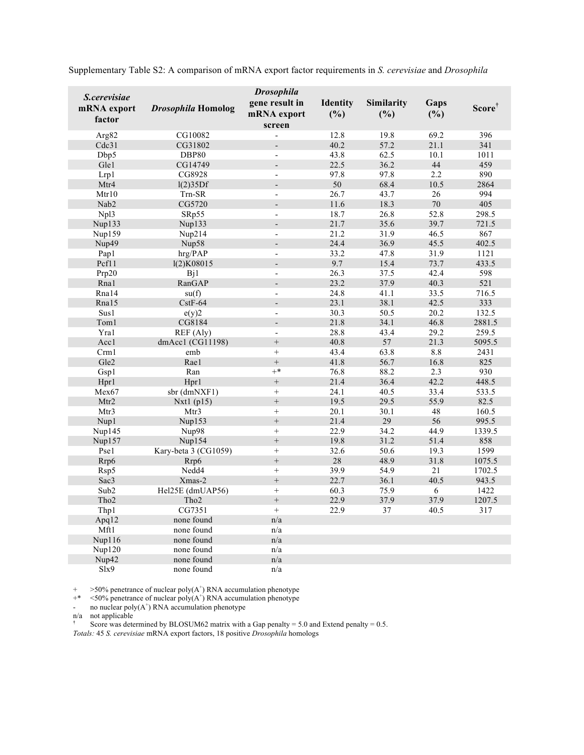Supplementary Table S2: A comparison of mRNA export factor requirements in *S. cerevisiae* and *Drosophila*

| *S.cerevisiae* mRNA export factor | *Drosophila* Homolog | *Drosophila* gene result in mRNA export screen | Identity (%) | Similarity (%) | Gaps (%) | Score† |
|---|---|---|---|---|---|---|
| Arg82 | CG10082 | - | 12.8 | 19.8 | 69.2 | 396 |
| Cdc31 | CG31802 | - | 40.2 | 57.2 | 21.1 | 341 |
| Dbp5 | DBP80 | - | 43.8 | 62.5 | 10.1 | 1011 |
| Gle1 | CG14749 | - | 22.5 | 36.2 | 44 | 459 |
| Lrp1 | CG8928 | - | 97.8 | 97.8 | 2.2 | 890 |
| Mtr4 | l(2)35Df | - | 50 | 68.4 | 10.5 | 2864 |
| Mtr10 | Trn-SR | - | 26.7 | 43.7 | 26 | 994 |
| Nab2 | CG5720 | - | 11.6 | 18.3 | 70 | 405 |
| Npl3 | SRp55 | - | 18.7 | 26.8 | 52.8 | 298.5 |
| Nup133 | Nup133 | - | 21.7 | 35.6 | 39.7 | 721.5 |
| Nup159 | Nup214 | - | 21.2 | 31.9 | 46.5 | 867 |
| Nup49 | Nup58 | - | 24.4 | 36.9 | 45.5 | 402.5 |
| Pap1 | hrg/PAP | - | 33.2 | 47.8 | 31.9 | 1121 |
| Pcf11 | l(2)K08015 | - | 9.7 | 15.4 | 73.7 | 433.5 |
| Prp20 | Bj1 | - | 26.3 | 37.5 | 42.4 | 598 |
| Rna1 | RanGAP | - | 23.2 | 37.9 | 40.3 | 521 |
| Rna14 | su(f) | - | 24.8 | 41.1 | 33.5 | 716.5 |
| Rna15 | CstF-64 | - | 23.1 | 38.1 | 42.5 | 333 |
| Sus1 | e(y)2 | - | 30.3 | 50.5 | 20.2 | 132.5 |
| Tom1 | CG8184 | - | 21.8 | 34.1 | 46.8 | 2881.5 |
| Yra1 | REF (Aly) | - | 28.8 | 43.4 | 29.2 | 259.5 |
| Acc1 | dmAcc1 (CG11198) | + | 40.8 | 57 | 21.3 | 5095.5 |
| Crm1 | emb | + | 43.4 | 63.8 | 8.8 | 2431 |
| Gle2 | Rae1 | + | 41.8 | 56.7 | 16.8 | 825 |
| Gsp1 | Ran | +* | 76.8 | 88.2 | 2.3 | 930 |
| Hpr1 | Hpr1 | + | 21.4 | 36.4 | 42.2 | 448.5 |
| Mex67 | sbr (dmNXF1) | + | 24.1 | 40.5 | 33.4 | 533.5 |
| Mtr2 | Nxt1 (p15) | + | 19.5 | 29.5 | 55.9 | 82.5 |
| Mtr3 | Mtr3 | + | 20.1 | 30.1 | 48 | 160.5 |
| Nup1 | Nup153 | + | 21.4 | 29 | 56 | 995.5 |
| Nup145 | Nup98 | + | 22.9 | 34.2 | 44.9 | 1339.5 |
| Nup157 | Nup154 | + | 19.8 | 31.2 | 51.4 | 858 |
| Pse1 | Kary-beta 3 (CG1059) | + | 32.6 | 50.6 | 19.3 | 1599 |
| Rrp6 | Rrp6 | + | 28 | 48.9 | 31.8 | 1075.5 |
| Rsp5 | Nedd4 | + | 39.9 | 54.9 | 21 | 1702.5 |
| Sac3 | Xmas-2 | + | 22.7 | 36.1 | 40.5 | 943.5 |
| Sub2 | Hel25E (dmUAP56) | + | 60.3 | 75.9 | 6 | 1422 |
| Tho2 | Tho2 | + | 22.9 | 37.9 | 37.9 | 1207.5 |
| Thp1 | CG7351 | + | 22.9 | 37 | 40.5 | 317 |
| Apq12 | none found | n/a | | | | |
| Mft1 | none found | n/a | | | | |
| Nup116 | none found | n/a | | | | |
| Nup120 | none found | n/a | | | | |
| Nup42 | none found | n/a | | | | |
| Slx9 | none found | n/a | | | | |

+ >50% penetrance of nuclear poly($A^+$) RNA accumulation phenotype
+* <50% penetrance of nuclear poly($A^+$) RNA accumulation phenotype
- no nuclear poly($A^+$) RNA accumulation phenotype
n/a not applicable
† Score was determined by BLOSUM62 matrix with a Gap penalty = 5.0 and Extend penalty = 0.5.
*Totals:* 45 *S. cerevisiae* mRNA export factors, 18 positive *Drosophila* homologs